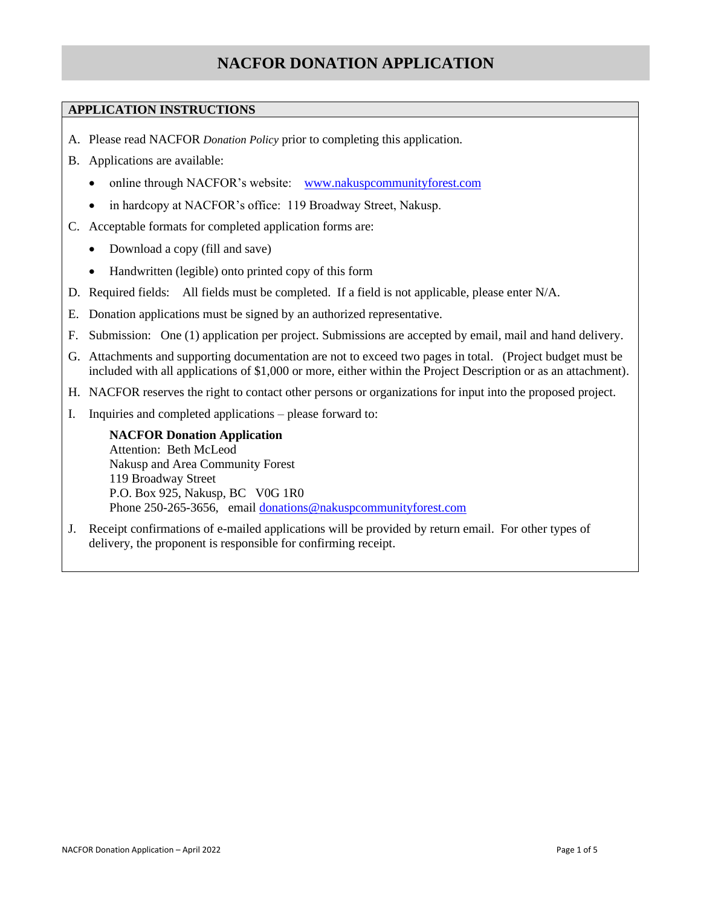# NACFOR DONATION APPLICATION

## APPLICATION INSTRUCTIONS

A. Please read NACFOR *Donation Policy* prior to completing this application.

B. Applications are available:
   - online through NACFOR's website: [www.nakuspcommunityforest.com](http://www.nakuspcommunityforest.com)
   - in hardcopy at NACFOR's office: 119 Broadway Street, Nakusp.

C. Acceptable formats for completed application forms are:
   - Download a copy (fill and save)
   - Handwritten (legible) onto printed copy of this form

D. Required fields: All fields must be completed. If a field is not applicable, please enter N/A.

E. Donation applications must be signed by an authorized representative.

F. Submission: One (1) application per project. Submissions are accepted by email, mail and hand delivery.

G. Attachments and supporting documentation are not to exceed two pages in total. (Project budget must be included with all applications of $1,000 or more, either within the Project Description or as an attachment).

H. NACFOR reserves the right to contact other persons or organizations for input into the proposed project.

I. Inquiries and completed applications – please forward to:

   **NACFOR Donation Application**
   Attention: Beth McLeod
   Nakusp and Area Community Forest
   119 Broadway Street
   P.O. Box 925, Nakusp, BC V0G 1R0
   Phone 250-265-3656, email [donations@nakuspcommunityforest.com](mailto:donations@nakuspcommunityforest.com)

J. Receipt confirmations of e-mailed applications will be provided by return email. For other types of delivery, the proponent is responsible for confirming receipt.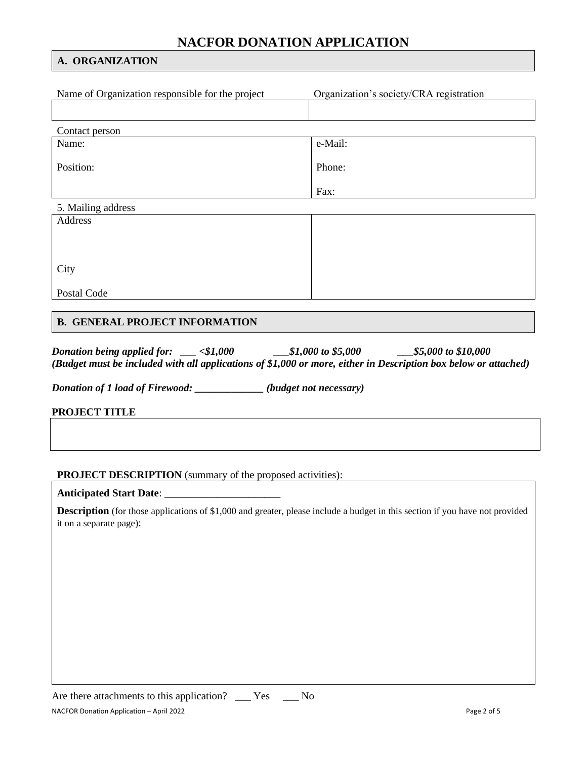# NACFOR DONATION APPLICATION

## A. ORGANIZATION

| Name of Organization responsible for the project | Organization's society/CRA registration |
|---|---|
| | |

Contact person

| | |
|---|---|
| Name: | e-Mail: |
| Position: | Phone: |
| | Fax: |

5. Mailing address

| | |
|---|---|
| Address | |
| City | |
| Postal Code | |

## B. GENERAL PROJECT INFORMATION

***Donation being applied for:* \_\_\_ <$1,000 \_\_\_$1,000 to $5,000 \_\_\_$5,000 to $10,000**

***(Budget must be included with all applications of $1,000 or more, either in Description box below or attached)***

***Donation of 1 load of Firewood: \_\_\_\_\_\_\_\_\_\_\_\_\_ (budget not necessary)***

**PROJECT TITLE**

| |
|---|
| |

**PROJECT DESCRIPTION** (summary of the proposed activities):

**Anticipated Start Date**: \_\_\_\_\_\_\_\_\_\_\_\_\_\_\_\_\_\_\_\_\_\_

**Description** (for those applications of $1,000 and greater, please include a budget in this section if you have not provided it on a separate page):

Are there attachments to this application? \_\_\_ Yes \_\_\_ No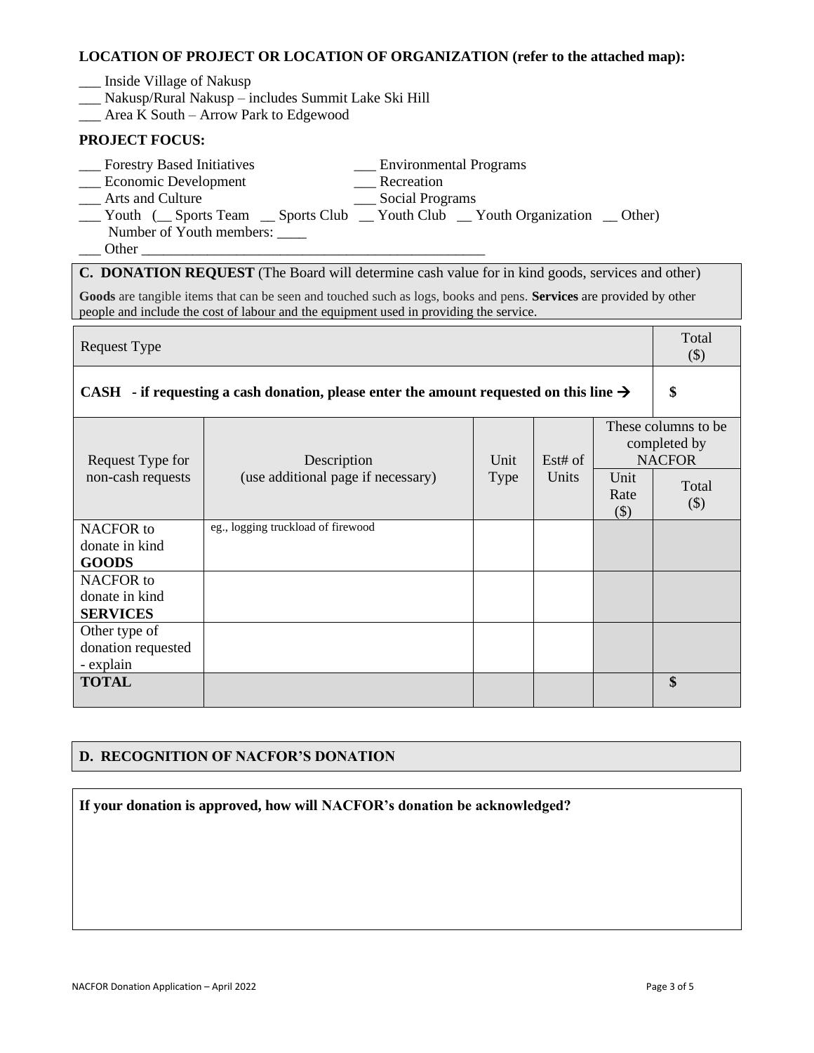**LOCATION OF PROJECT OR LOCATION OF ORGANIZATION (refer to the attached map):**

___ Inside Village of Nakusp
___ Nakusp/Rural Nakusp – includes Summit Lake Ski Hill
___ Area K South – Arrow Park to Edgewood

**PROJECT FOCUS:**

___ Forestry Based Initiatives
___ Environmental Programs
___ Economic Development
___ Recreation
___ Arts and Culture
___ Social Programs
___ Youth (__ Sports Team __ Sports Club __ Youth Club __ Youth Organization __ Other)
Number of Youth members: ____
___ Other ________________________________________________

## C. DONATION REQUEST (The Board will determine cash value for in kind goods, services and other)

**Goods** are tangible items that can be seen and touched such as logs, books and pens. **Services** are provided by other people and include the cost of labour and the equipment used in providing the service.

| Request Type | | | | | Total ($) |
|---|---|---|---|---|---|
| **CASH - if requesting a cash donation, please enter the amount requested on this line →** | | | | | **$** |
| Request Type for non-cash requests | Description (use additional page if necessary) | Unit Type | Est# of Units | These columns to be completed by NACFOR | |
| | | | | Unit Rate ($) | Total ($) |
| NACFOR to donate in kind **GOODS** | eg., logging truckload of firewood | | | | |
| NACFOR to donate in kind **SERVICES** | | | | | |
| Other type of donation requested - explain | | | | | |
| **TOTAL** | | | | | **$** |

## D. RECOGNITION OF NACFOR'S DONATION

**If your donation is approved, how will NACFOR's donation be acknowledged?**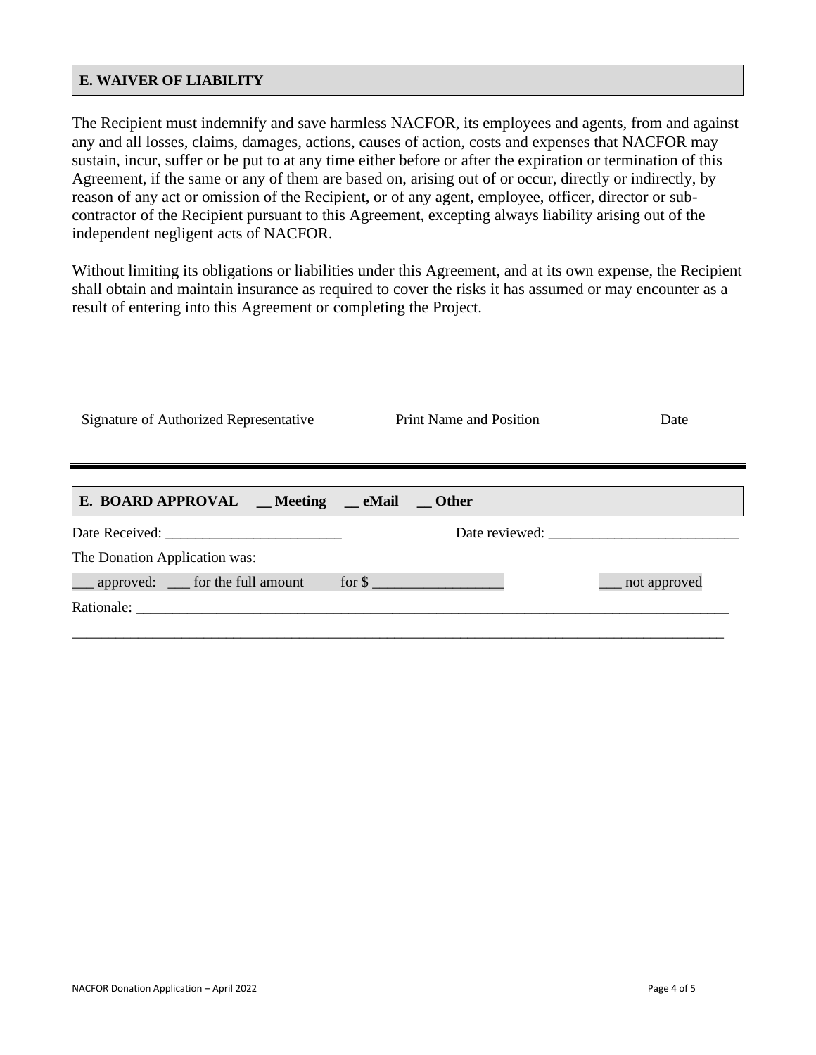## E. WAIVER OF LIABILITY

The Recipient must indemnify and save harmless NACFOR, its employees and agents, from and against any and all losses, claims, damages, actions, causes of action, costs and expenses that NACFOR may sustain, incur, suffer or be put to at any time either before or after the expiration or termination of this Agreement, if the same or any of them are based on, arising out of or occur, directly or indirectly, by reason of any act or omission of the Recipient, or of any agent, employee, officer, director or sub-contractor of the Recipient pursuant to this Agreement, excepting always liability arising out of the independent negligent acts of NACFOR.

Without limiting its obligations or liabilities under this Agreement, and at its own expense, the Recipient shall obtain and maintain insurance as required to cover the risks it has assumed or may encounter as a result of entering into this Agreement or completing the Project.

| ______________________________ | ______________________________ | ______________ |
|---|---|---|
| Signature of Authorized Representative | Print Name and Position | Date |

---

## E. BOARD APPROVAL __ Meeting __ eMail __ Other

Date Received: ________________________ Date reviewed: __________________________

The Donation Application was:

___ approved: ___ for the full amount for $ __________________ ___ not approved

Rationale: _____________________________________________________________________________

_______________________________________________________________________________________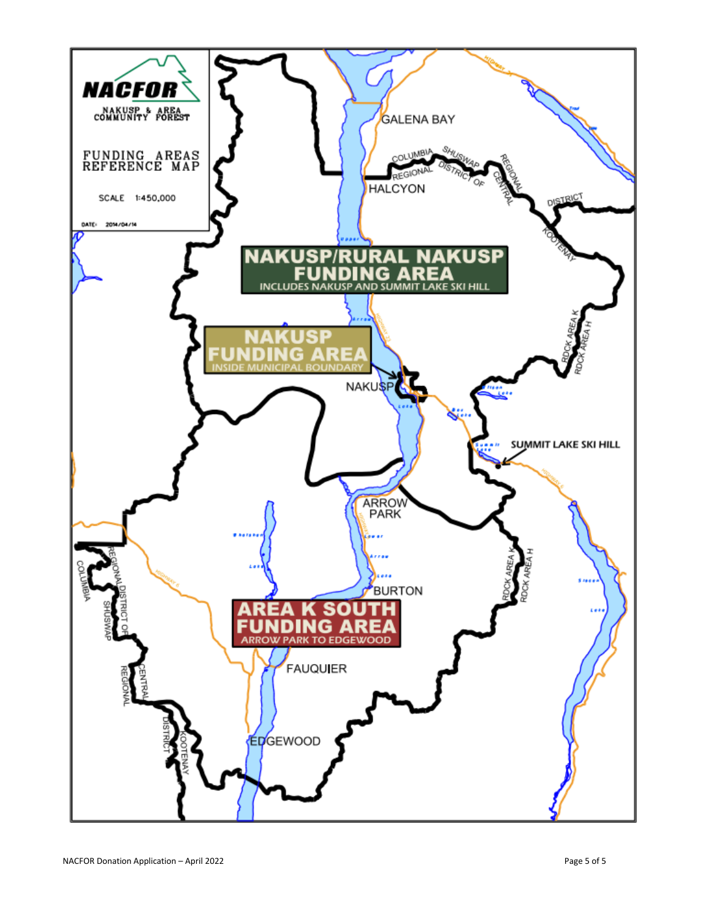NACFOR

NAKUSP & AREA COMMUNITY FOREST

FUNDING AREAS REFERENCE MAP

SCALE 1:450,000

DATE: 2014/04/14

GALENA BAY

HALCYON

COLUMBIA SHUSWAP REGIONAL DISTRICT OF

REGIONAL CENTRAL DISTRICT KOOTENAY

NAKUSP/RURAL NAKUSP FUNDING AREA

INCLUDES NAKUSP AND SUMMIT LAKE SKI HILL

NAKUSP FUNDING AREA

INSIDE MUNICIPAL BOUNDARY

NAKUSP

SUMMIT LAKE SKI HILL

RDCK AREA K

RDCK AREA H

ARROW PARK

BURTON

AREA K SOUTH FUNDING AREA

ARROW PARK TO EDGEWOOD

FAUQUIER

EDGEWOOD

COLUMBIA SHUSWAP REGIONAL DISTRICT OF

REGIONAL CENTRAL DISTRICT KOOTENAY

NACFOR Donation Application – April 2022